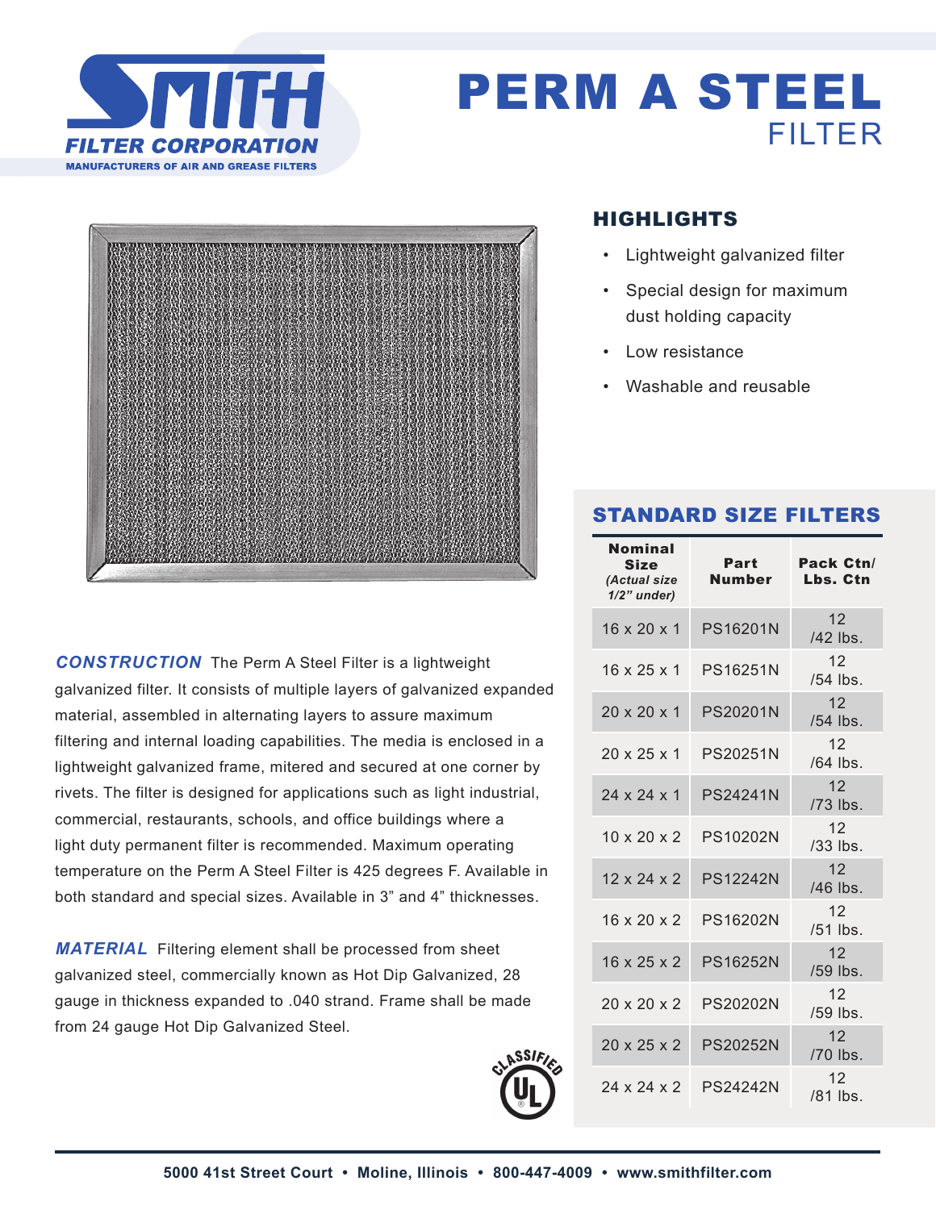SMITH FILTER CORPORATION
MANUFACTURERS OF AIR AND GREASE FILTERS

# PERM A STEEL FILTER

## HIGHLIGHTS

- Lightweight galvanized filter
- Special design for maximum dust holding capacity
- Low resistance
- Washable and reusable

***CONSTRUCTION*** The Perm A Steel Filter is a lightweight galvanized filter. It consists of multiple layers of galvanized expanded material, assembled in alternating layers to assure maximum filtering and internal loading capabilities. The media is enclosed in a lightweight galvanized frame, mitered and secured at one corner by rivets. The filter is designed for applications such as light industrial, commercial, restaurants, schools, and office buildings where a light duty permanent filter is recommended. Maximum operating temperature on the Perm A Steel Filter is 425 degrees F. Available in both standard and special sizes. Available in 3" and 4" thicknesses.

***MATERIAL*** Filtering element shall be processed from sheet galvanized steel, commercially known as Hot Dip Galvanized, 28 gauge in thickness expanded to .040 strand. Frame shall be made from 24 gauge Hot Dip Galvanized Steel.

## STANDARD SIZE FILTERS

| Nominal Size *(Actual size 1/2" under)* | Part Number | Pack Ctn/ Lbs. Ctn |
|---|---|---|
| 16 x 20 x 1 | PS16201N | 12 /42 lbs. |
| 16 x 25 x 1 | PS16251N | 12 /54 lbs. |
| 20 x 20 x 1 | PS20201N | 12 /54 lbs. |
| 20 x 25 x 1 | PS20251N | 12 /64 lbs. |
| 24 x 24 x 1 | PS24241N | 12 /73 lbs. |
| 10 x 20 x 2 | PS10202N | 12 /33 lbs. |
| 12 x 24 x 2 | PS12242N | 12 /46 lbs. |
| 16 x 20 x 2 | PS16202N | 12 /51 lbs. |
| 16 x 25 x 2 | PS16252N | 12 /59 lbs. |
| 20 x 20 x 2 | PS20202N | 12 /59 lbs. |
| 20 x 25 x 2 | PS20252N | 12 /70 lbs. |
| 24 x 24 x 2 | PS24242N | 12 /81 lbs. |

CLASSIFIED UL

5000 41st Street Court • Moline, Illinois • 800-447-4009 • www.smithfilter.com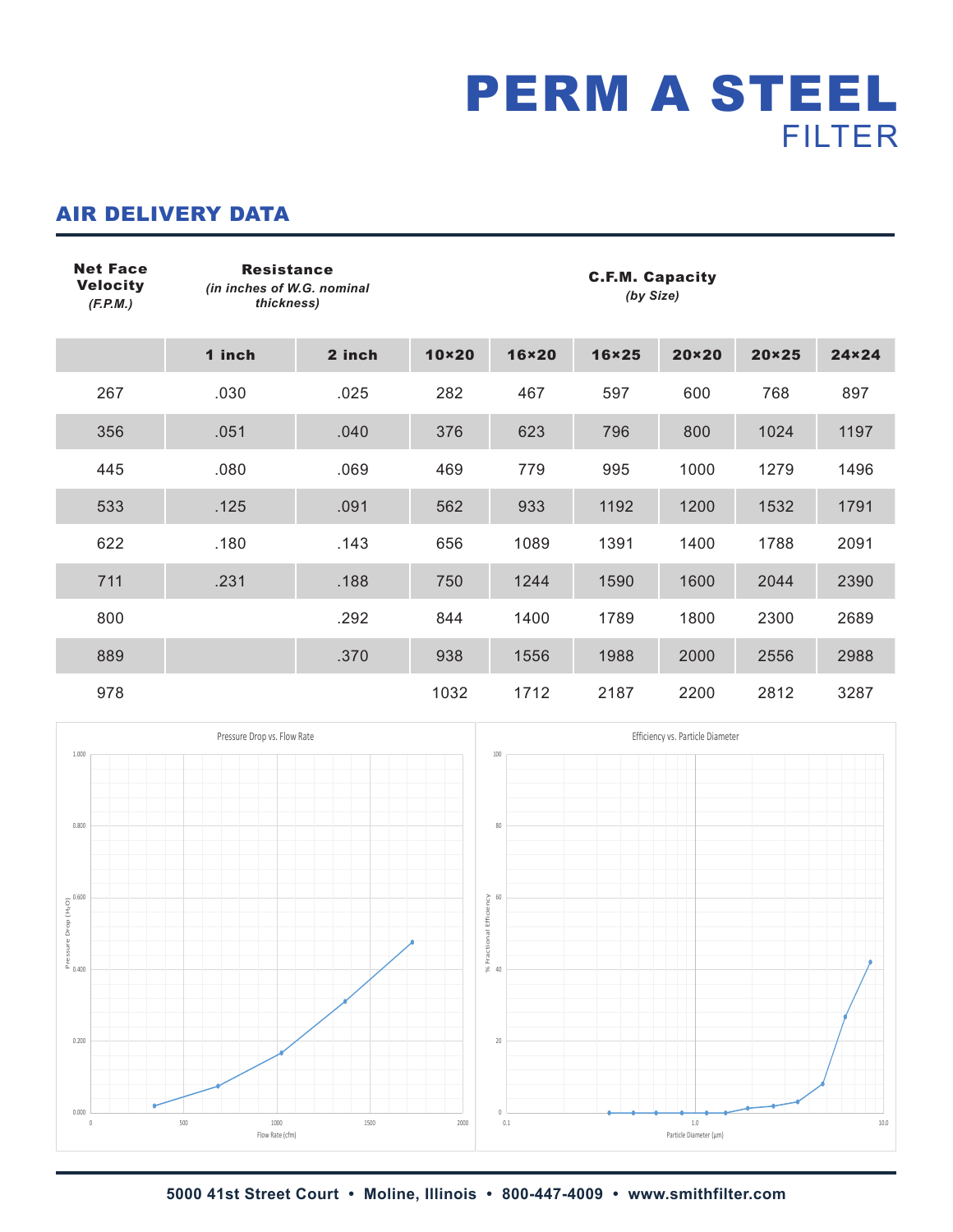# PERM A STEEL
FILTER

## AIR DELIVERY DATA

| Net Face Velocity (F.P.M.) | Resistance (in inches of W.G. nominal thickness) | | C.F.M. Capacity (by Size) | | | | | |
|---|---|---|---|---|---|---|---|---|
| | 1 inch | 2 inch | 10×20 | 16×20 | 16×25 | 20×20 | 20×25 | 24×24 |
| 267 | .030 | .025 | 282 | 467 | 597 | 600 | 768 | 897 |
| 356 | .051 | .040 | 376 | 623 | 796 | 800 | 1024 | 1197 |
| 445 | .080 | .069 | 469 | 779 | 995 | 1000 | 1279 | 1496 |
| 533 | .125 | .091 | 562 | 933 | 1192 | 1200 | 1532 | 1791 |
| 622 | .180 | .143 | 656 | 1089 | 1391 | 1400 | 1788 | 2091 |
| 711 | .231 | .188 | 750 | 1244 | 1590 | 1600 | 2044 | 2390 |
| 800 | | .292 | 844 | 1400 | 1789 | 1800 | 2300 | 2689 |
| 889 | | .370 | 938 | 1556 | 1988 | 2000 | 2556 | 2988 |
| 978 | | | 1032 | 1712 | 2187 | 2200 | 2812 | 3287 |

Pressure Drop vs. Flow Rate

Pressure Drop ($H_2O$)

1.000
0.800
0.600
0.400
0.200
0.000

0
500
1000
1500
2000

Flow Rate (cfm)

Efficiency vs. Particle Diameter

% Fractional Efficiency

100
80
60
40
20
0

0.1
1.0
10.0

Particle Diameter (µm)

5000 41st Street Court • Moline, Illinois • 800-447-4009 • www.smithfilter.com